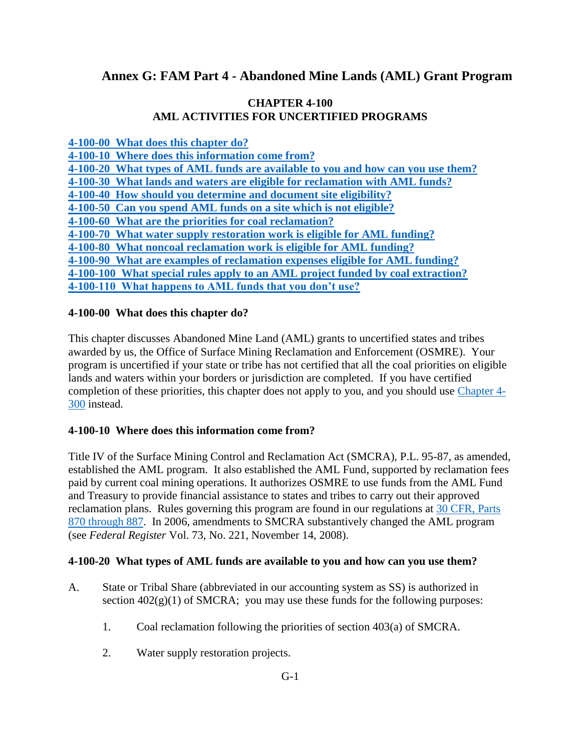# Annex G: FAM Part 4 - Abandoned Mine Lands (AML) Grant Program

## CHAPTER 4-100
## AML ACTIVITIES FOR UNCERTIFIED PROGRAMS

**4-100-00 What does this chapter do?**
**4-100-10 Where does this information come from?**
**4-100-20 What types of AML funds are available to you and how can you use them?**
**4-100-30 What lands and waters are eligible for reclamation with AML funds?**
**4-100-40 How should you determine and document site eligibility?**
**4-100-50 Can you spend AML funds on a site which is not eligible?**
**4-100-60 What are the priorities for coal reclamation?**
**4-100-70 What water supply restoration work is eligible for AML funding?**
**4-100-80 What noncoal reclamation work is eligible for AML funding?**
**4-100-90 What are examples of reclamation expenses eligible for AML funding?**
**4-100-100 What special rules apply to an AML project funded by coal extraction?**
**4-100-110 What happens to AML funds that you don't use?**

### 4-100-00 What does this chapter do?

This chapter discusses Abandoned Mine Land (AML) grants to uncertified states and tribes awarded by us, the Office of Surface Mining Reclamation and Enforcement (OSMRE). Your program is uncertified if your state or tribe has not certified that all the coal priorities on eligible lands and waters within your borders or jurisdiction are completed. If you have certified completion of these priorities, this chapter does not apply to you, and you should use Chapter 4-300 instead.

### 4-100-10 Where does this information come from?

Title IV of the Surface Mining Control and Reclamation Act (SMCRA), P.L. 95-87, as amended, established the AML program. It also established the AML Fund, supported by reclamation fees paid by current coal mining operations. It authorizes OSMRE to use funds from the AML Fund and Treasury to provide financial assistance to states and tribes to carry out their approved reclamation plans. Rules governing this program are found in our regulations at 30 CFR, Parts 870 through 887. In 2006, amendments to SMCRA substantively changed the AML program (see *Federal Register* Vol. 73, No. 221, November 14, 2008).

### 4-100-20 What types of AML funds are available to you and how can you use them?

A. State or Tribal Share (abbreviated in our accounting system as SS) is authorized in section 402(g)(1) of SMCRA; you may use these funds for the following purposes:

   1. Coal reclamation following the priorities of section 403(a) of SMCRA.

   2. Water supply restoration projects.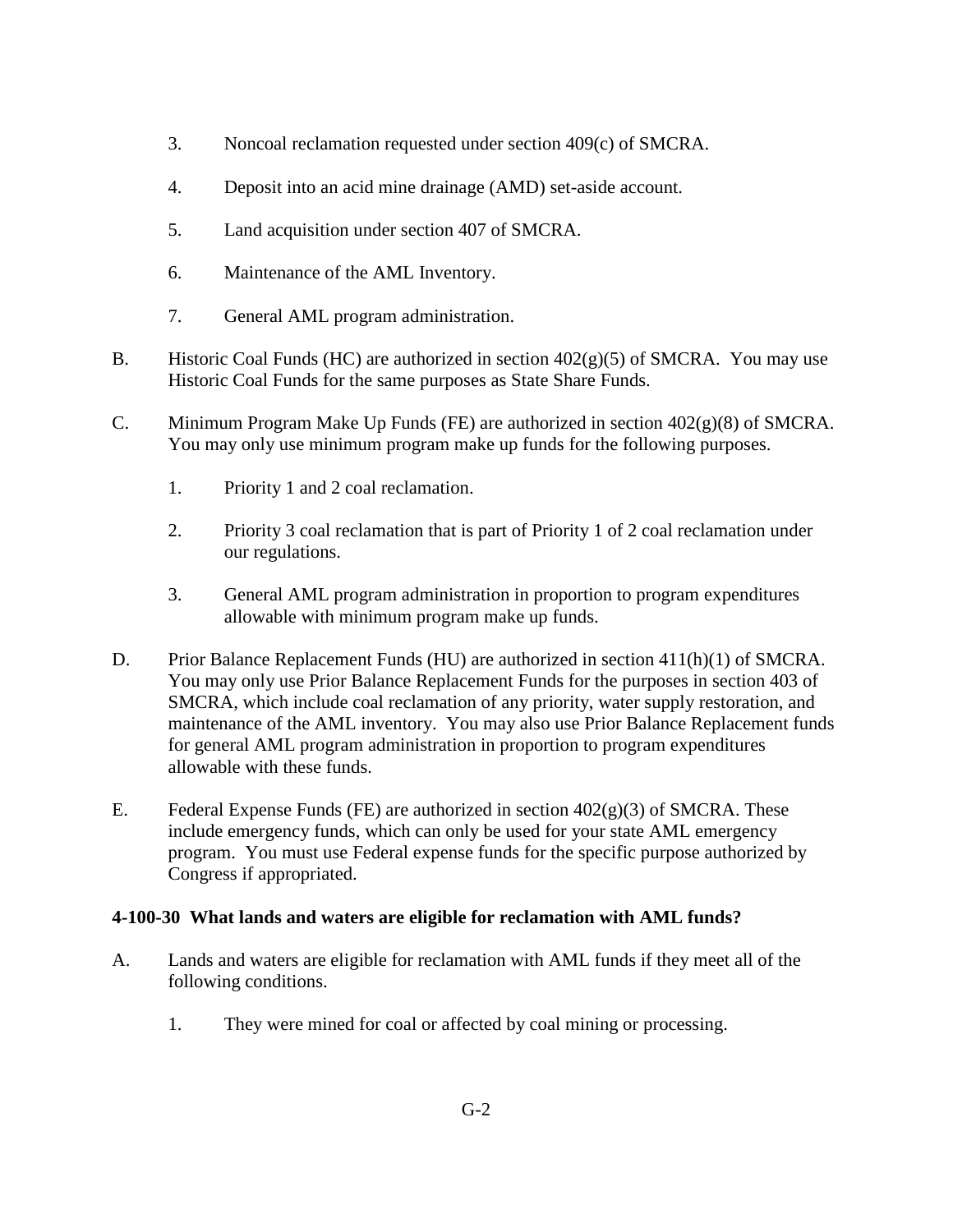3. Noncoal reclamation requested under section 409(c) of SMCRA.

4. Deposit into an acid mine drainage (AMD) set-aside account.

5. Land acquisition under section 407 of SMCRA.

6. Maintenance of the AML Inventory.

7. General AML program administration.

B. Historic Coal Funds (HC) are authorized in section 402(g)(5) of SMCRA. You may use Historic Coal Funds for the same purposes as State Share Funds.

C. Minimum Program Make Up Funds (FE) are authorized in section 402(g)(8) of SMCRA. You may only use minimum program make up funds for the following purposes.

   1. Priority 1 and 2 coal reclamation.

   2. Priority 3 coal reclamation that is part of Priority 1 of 2 coal reclamation under our regulations.

   3. General AML program administration in proportion to program expenditures allowable with minimum program make up funds.

D. Prior Balance Replacement Funds (HU) are authorized in section 411(h)(1) of SMCRA. You may only use Prior Balance Replacement Funds for the purposes in section 403 of SMCRA, which include coal reclamation of any priority, water supply restoration, and maintenance of the AML inventory. You may also use Prior Balance Replacement funds for general AML program administration in proportion to program expenditures allowable with these funds.

E. Federal Expense Funds (FE) are authorized in section 402(g)(3) of SMCRA. These include emergency funds, which can only be used for your state AML emergency program. You must use Federal expense funds for the specific purpose authorized by Congress if appropriated.

### 4-100-30 What lands and waters are eligible for reclamation with AML funds?

A. Lands and waters are eligible for reclamation with AML funds if they meet all of the following conditions.

   1. They were mined for coal or affected by coal mining or processing.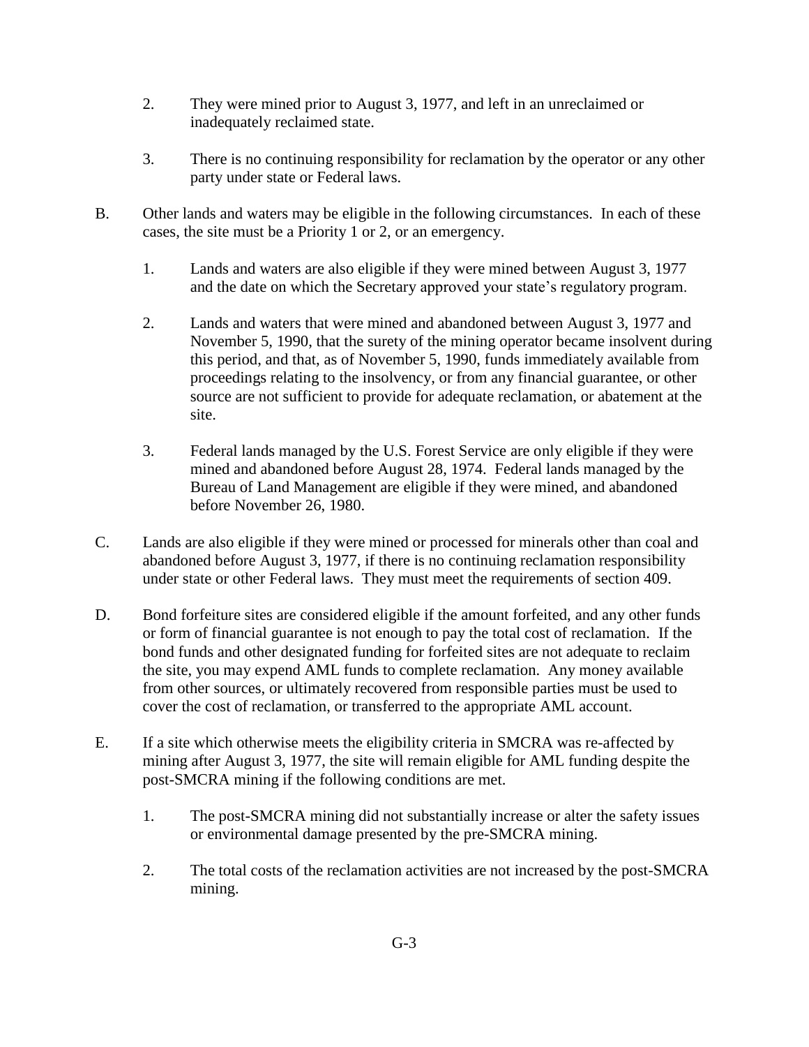2. They were mined prior to August 3, 1977, and left in an unreclaimed or inadequately reclaimed state.

3. There is no continuing responsibility for reclamation by the operator or any other party under state or Federal laws.

B. Other lands and waters may be eligible in the following circumstances. In each of these cases, the site must be a Priority 1 or 2, or an emergency.

   1. Lands and waters are also eligible if they were mined between August 3, 1977 and the date on which the Secretary approved your state's regulatory program.

   2. Lands and waters that were mined and abandoned between August 3, 1977 and November 5, 1990, that the surety of the mining operator became insolvent during this period, and that, as of November 5, 1990, funds immediately available from proceedings relating to the insolvency, or from any financial guarantee, or other source are not sufficient to provide for adequate reclamation, or abatement at the site.

   3. Federal lands managed by the U.S. Forest Service are only eligible if they were mined and abandoned before August 28, 1974. Federal lands managed by the Bureau of Land Management are eligible if they were mined, and abandoned before November 26, 1980.

C. Lands are also eligible if they were mined or processed for minerals other than coal and abandoned before August 3, 1977, if there is no continuing reclamation responsibility under state or other Federal laws. They must meet the requirements of section 409.

D. Bond forfeiture sites are considered eligible if the amount forfeited, and any other funds or form of financial guarantee is not enough to pay the total cost of reclamation. If the bond funds and other designated funding for forfeited sites are not adequate to reclaim the site, you may expend AML funds to complete reclamation. Any money available from other sources, or ultimately recovered from responsible parties must be used to cover the cost of reclamation, or transferred to the appropriate AML account.

E. If a site which otherwise meets the eligibility criteria in SMCRA was re-affected by mining after August 3, 1977, the site will remain eligible for AML funding despite the post-SMCRA mining if the following conditions are met.

   1. The post-SMCRA mining did not substantially increase or alter the safety issues or environmental damage presented by the pre-SMCRA mining.

   2. The total costs of the reclamation activities are not increased by the post-SMCRA mining.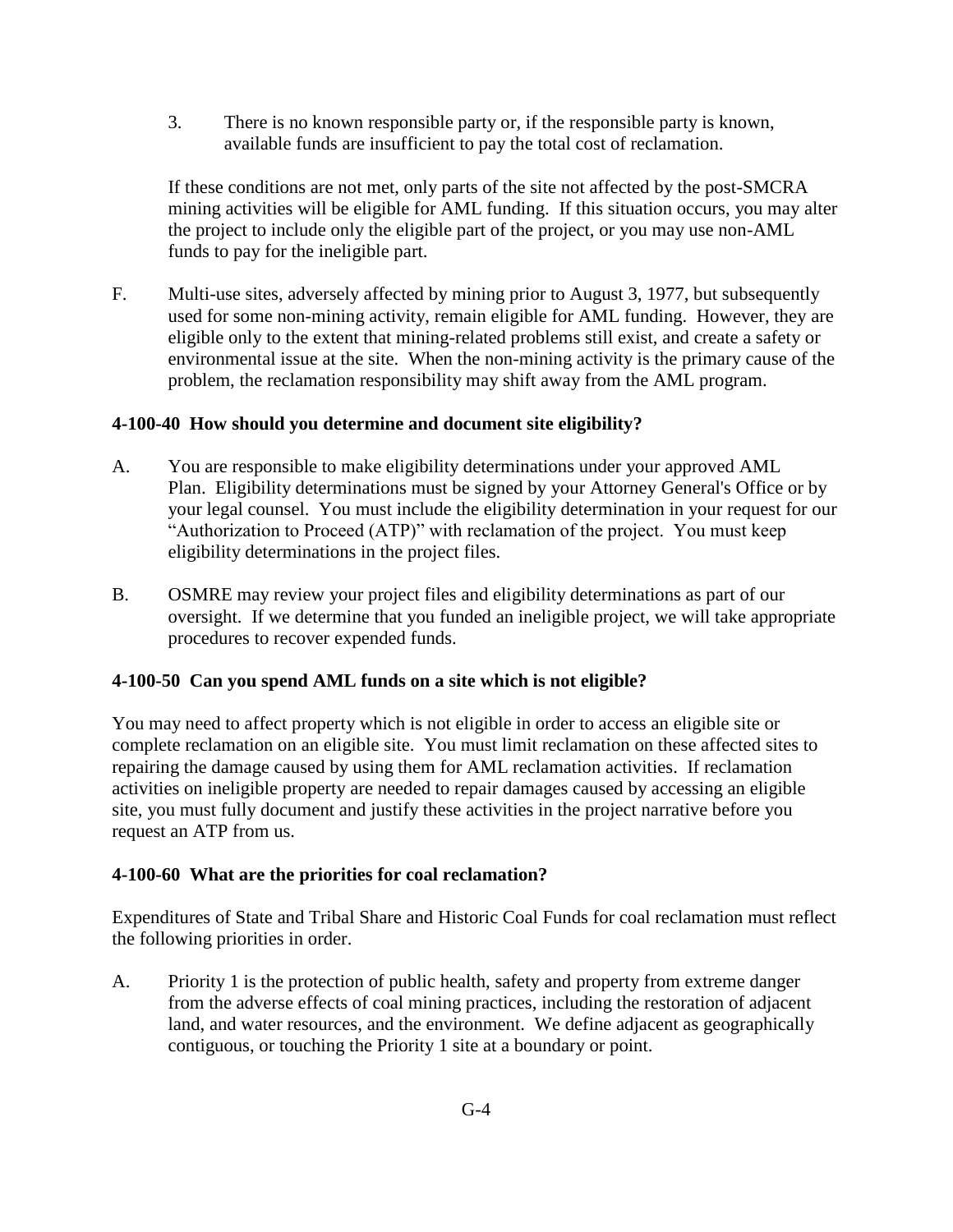3. There is no known responsible party or, if the responsible party is known, available funds are insufficient to pay the total cost of reclamation.

If these conditions are not met, only parts of the site not affected by the post-SMCRA mining activities will be eligible for AML funding. If this situation occurs, you may alter the project to include only the eligible part of the project, or you may use non-AML funds to pay for the ineligible part.

F. Multi-use sites, adversely affected by mining prior to August 3, 1977, but subsequently used for some non-mining activity, remain eligible for AML funding. However, they are eligible only to the extent that mining-related problems still exist, and create a safety or environmental issue at the site. When the non-mining activity is the primary cause of the problem, the reclamation responsibility may shift away from the AML program.

### 4-100-40 How should you determine and document site eligibility?

A. You are responsible to make eligibility determinations under your approved AML Plan. Eligibility determinations must be signed by your Attorney General's Office or by your legal counsel. You must include the eligibility determination in your request for our "Authorization to Proceed (ATP)" with reclamation of the project. You must keep eligibility determinations in the project files.

B. OSMRE may review your project files and eligibility determinations as part of our oversight. If we determine that you funded an ineligible project, we will take appropriate procedures to recover expended funds.

### 4-100-50 Can you spend AML funds on a site which is not eligible?

You may need to affect property which is not eligible in order to access an eligible site or complete reclamation on an eligible site. You must limit reclamation on these affected sites to repairing the damage caused by using them for AML reclamation activities. If reclamation activities on ineligible property are needed to repair damages caused by accessing an eligible site, you must fully document and justify these activities in the project narrative before you request an ATP from us.

### 4-100-60 What are the priorities for coal reclamation?

Expenditures of State and Tribal Share and Historic Coal Funds for coal reclamation must reflect the following priorities in order.

A. Priority 1 is the protection of public health, safety and property from extreme danger from the adverse effects of coal mining practices, including the restoration of adjacent land, and water resources, and the environment. We define adjacent as geographically contiguous, or touching the Priority 1 site at a boundary or point.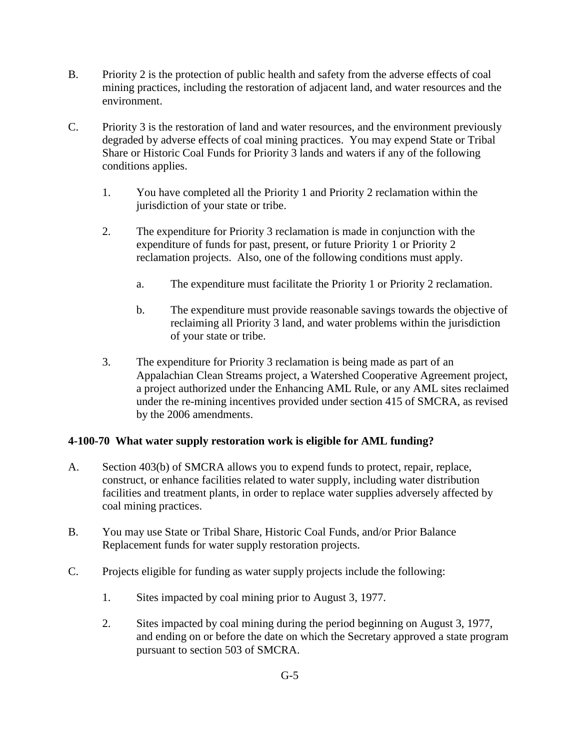B. Priority 2 is the protection of public health and safety from the adverse effects of coal mining practices, including the restoration of adjacent land, and water resources and the environment.

C. Priority 3 is the restoration of land and water resources, and the environment previously degraded by adverse effects of coal mining practices. You may expend State or Tribal Share or Historic Coal Funds for Priority 3 lands and waters if any of the following conditions applies.

   1. You have completed all the Priority 1 and Priority 2 reclamation within the jurisdiction of your state or tribe.

   2. The expenditure for Priority 3 reclamation is made in conjunction with the expenditure of funds for past, present, or future Priority 1 or Priority 2 reclamation projects. Also, one of the following conditions must apply.

      a. The expenditure must facilitate the Priority 1 or Priority 2 reclamation.

      b. The expenditure must provide reasonable savings towards the objective of reclaiming all Priority 3 land, and water problems within the jurisdiction of your state or tribe.

   3. The expenditure for Priority 3 reclamation is being made as part of an Appalachian Clean Streams project, a Watershed Cooperative Agreement project, a project authorized under the Enhancing AML Rule, or any AML sites reclaimed under the re-mining incentives provided under section 415 of SMCRA, as revised by the 2006 amendments.

**4-100-70 What water supply restoration work is eligible for AML funding?**

A. Section 403(b) of SMCRA allows you to expend funds to protect, repair, replace, construct, or enhance facilities related to water supply, including water distribution facilities and treatment plants, in order to replace water supplies adversely affected by coal mining practices.

B. You may use State or Tribal Share, Historic Coal Funds, and/or Prior Balance Replacement funds for water supply restoration projects.

C. Projects eligible for funding as water supply projects include the following:

   1. Sites impacted by coal mining prior to August 3, 1977.

   2. Sites impacted by coal mining during the period beginning on August 3, 1977, and ending on or before the date on which the Secretary approved a state program pursuant to section 503 of SMCRA.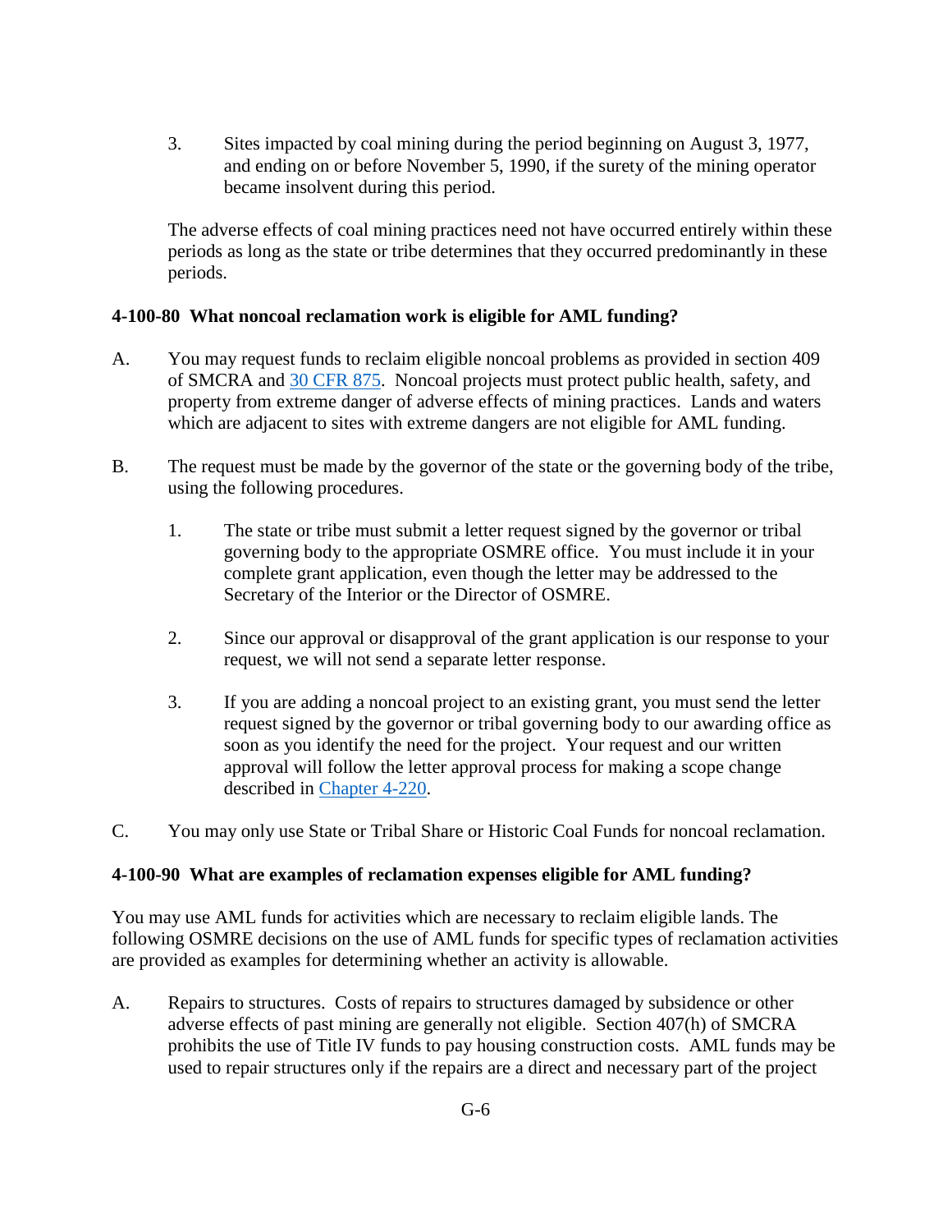3. Sites impacted by coal mining during the period beginning on August 3, 1977, and ending on or before November 5, 1990, if the surety of the mining operator became insolvent during this period.

The adverse effects of coal mining practices need not have occurred entirely within these periods as long as the state or tribe determines that they occurred predominantly in these periods.

**4-100-80 What noncoal reclamation work is eligible for AML funding?**

A. You may request funds to reclaim eligible noncoal problems as provided in section 409 of SMCRA and [30 CFR 875](). Noncoal projects must protect public health, safety, and property from extreme danger of adverse effects of mining practices. Lands and waters which are adjacent to sites with extreme dangers are not eligible for AML funding.

B. The request must be made by the governor of the state or the governing body of the tribe, using the following procedures.

   1. The state or tribe must submit a letter request signed by the governor or tribal governing body to the appropriate OSMRE office. You must include it in your complete grant application, even though the letter may be addressed to the Secretary of the Interior or the Director of OSMRE.

   2. Since our approval or disapproval of the grant application is our response to your request, we will not send a separate letter response.

   3. If you are adding a noncoal project to an existing grant, you must send the letter request signed by the governor or tribal governing body to our awarding office as soon as you identify the need for the project. Your request and our written approval will follow the letter approval process for making a scope change described in [Chapter 4-220]().

C. You may only use State or Tribal Share or Historic Coal Funds for noncoal reclamation.

**4-100-90 What are examples of reclamation expenses eligible for AML funding?**

You may use AML funds for activities which are necessary to reclaim eligible lands. The following OSMRE decisions on the use of AML funds for specific types of reclamation activities are provided as examples for determining whether an activity is allowable.

A. Repairs to structures. Costs of repairs to structures damaged by subsidence or other adverse effects of past mining are generally not eligible. Section 407(h) of SMCRA prohibits the use of Title IV funds to pay housing construction costs. AML funds may be used to repair structures only if the repairs are a direct and necessary part of the project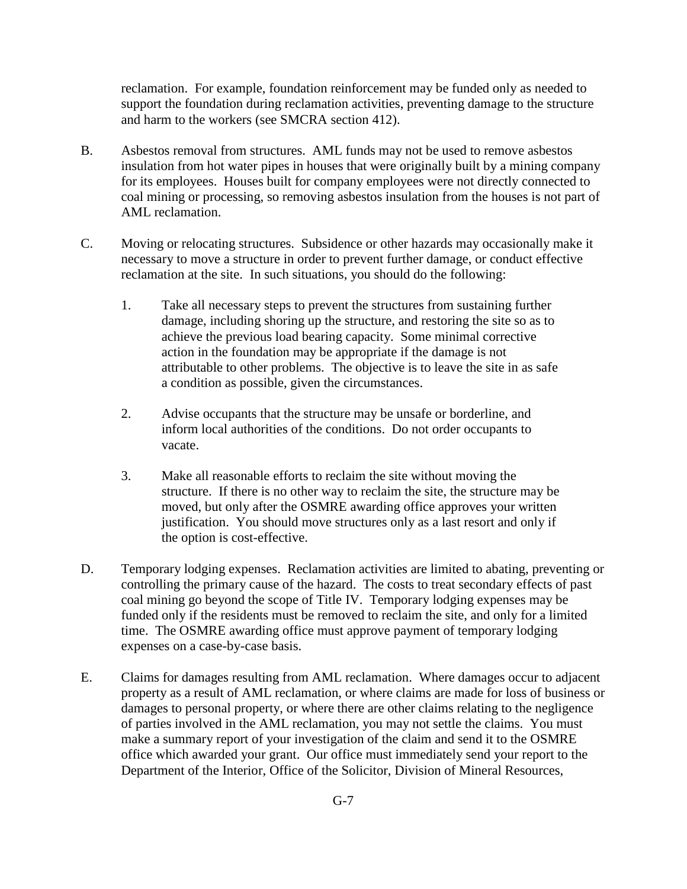reclamation. For example, foundation reinforcement may be funded only as needed to support the foundation during reclamation activities, preventing damage to the structure and harm to the workers (see SMCRA section 412).

B. Asbestos removal from structures. AML funds may not be used to remove asbestos insulation from hot water pipes in houses that were originally built by a mining company for its employees. Houses built for company employees were not directly connected to coal mining or processing, so removing asbestos insulation from the houses is not part of AML reclamation.

C. Moving or relocating structures. Subsidence or other hazards may occasionally make it necessary to move a structure in order to prevent further damage, or conduct effective reclamation at the site. In such situations, you should do the following:

   1. Take all necessary steps to prevent the structures from sustaining further damage, including shoring up the structure, and restoring the site so as to achieve the previous load bearing capacity. Some minimal corrective action in the foundation may be appropriate if the damage is not attributable to other problems. The objective is to leave the site in as safe a condition as possible, given the circumstances.

   2. Advise occupants that the structure may be unsafe or borderline, and inform local authorities of the conditions. Do not order occupants to vacate.

   3. Make all reasonable efforts to reclaim the site without moving the structure. If there is no other way to reclaim the site, the structure may be moved, but only after the OSMRE awarding office approves your written justification. You should move structures only as a last resort and only if the option is cost-effective.

D. Temporary lodging expenses. Reclamation activities are limited to abating, preventing or controlling the primary cause of the hazard. The costs to treat secondary effects of past coal mining go beyond the scope of Title IV. Temporary lodging expenses may be funded only if the residents must be removed to reclaim the site, and only for a limited time. The OSMRE awarding office must approve payment of temporary lodging expenses on a case-by-case basis.

E. Claims for damages resulting from AML reclamation. Where damages occur to adjacent property as a result of AML reclamation, or where claims are made for loss of business or damages to personal property, or where there are other claims relating to the negligence of parties involved in the AML reclamation, you may not settle the claims. You must make a summary report of your investigation of the claim and send it to the OSMRE office which awarded your grant. Our office must immediately send your report to the Department of the Interior, Office of the Solicitor, Division of Mineral Resources,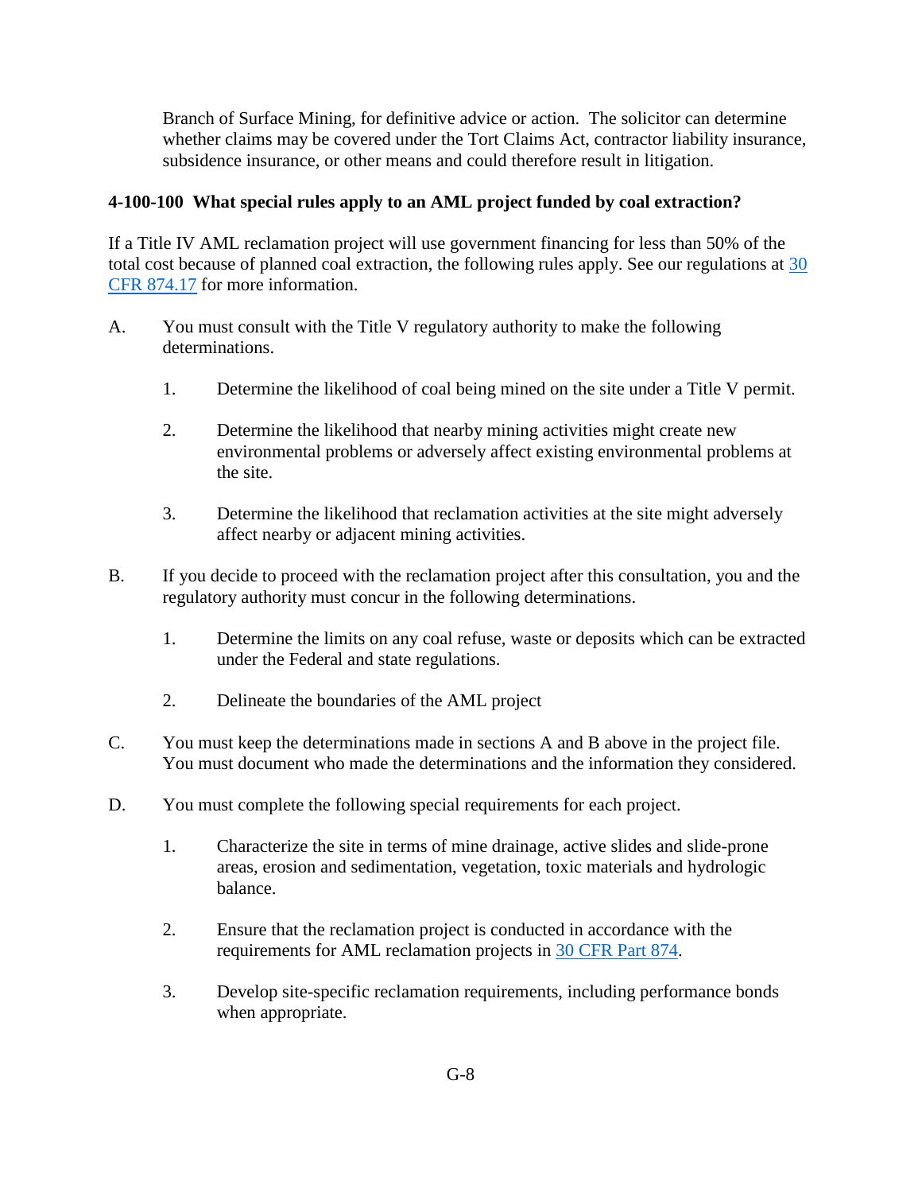Branch of Surface Mining, for definitive advice or action. The solicitor can determine whether claims may be covered under the Tort Claims Act, contractor liability insurance, subsidence insurance, or other means and could therefore result in litigation.

### 4-100-100 What special rules apply to an AML project funded by coal extraction?

If a Title IV AML reclamation project will use government financing for less than 50% of the total cost because of planned coal extraction, the following rules apply. See our regulations at [30 CFR 874.17]() for more information.

A. You must consult with the Title V regulatory authority to make the following determinations.

   1. Determine the likelihood of coal being mined on the site under a Title V permit.

   2. Determine the likelihood that nearby mining activities might create new environmental problems or adversely affect existing environmental problems at the site.

   3. Determine the likelihood that reclamation activities at the site might adversely affect nearby or adjacent mining activities.

B. If you decide to proceed with the reclamation project after this consultation, you and the regulatory authority must concur in the following determinations.

   1. Determine the limits on any coal refuse, waste or deposits which can be extracted under the Federal and state regulations.

   2. Delineate the boundaries of the AML project

C. You must keep the determinations made in sections A and B above in the project file. You must document who made the determinations and the information they considered.

D. You must complete the following special requirements for each project.

   1. Characterize the site in terms of mine drainage, active slides and slide-prone areas, erosion and sedimentation, vegetation, toxic materials and hydrologic balance.

   2. Ensure that the reclamation project is conducted in accordance with the requirements for AML reclamation projects in [30 CFR Part 874]().

   3. Develop site-specific reclamation requirements, including performance bonds when appropriate.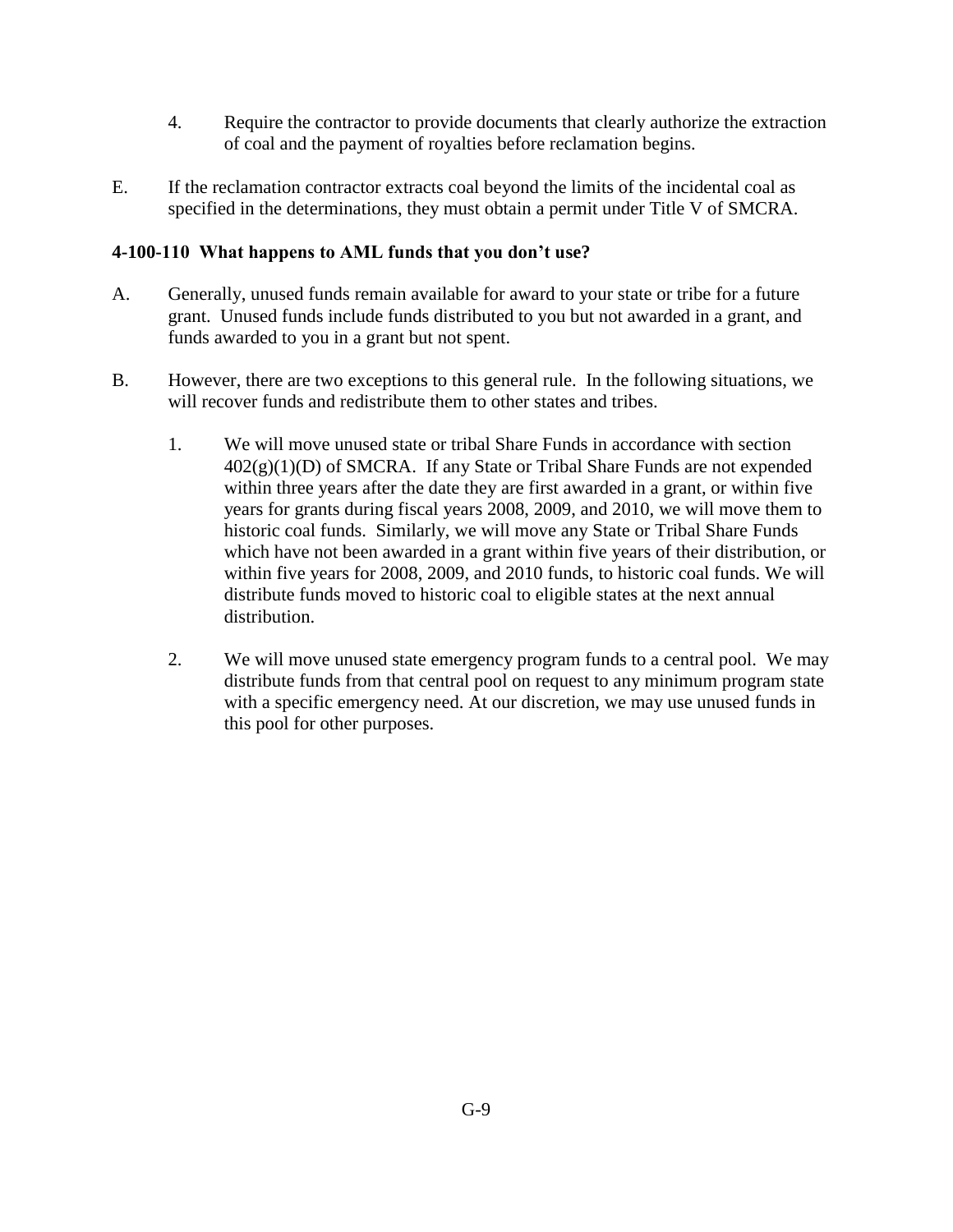4. Require the contractor to provide documents that clearly authorize the extraction of coal and the payment of royalties before reclamation begins.

E. If the reclamation contractor extracts coal beyond the limits of the incidental coal as specified in the determinations, they must obtain a permit under Title V of SMCRA.

**4-100-110 What happens to AML funds that you don't use?**

A. Generally, unused funds remain available for award to your state or tribe for a future grant. Unused funds include funds distributed to you but not awarded in a grant, and funds awarded to you in a grant but not spent.

B. However, there are two exceptions to this general rule. In the following situations, we will recover funds and redistribute them to other states and tribes.

1. We will move unused state or tribal Share Funds in accordance with section 402(g)(1)(D) of SMCRA. If any State or Tribal Share Funds are not expended within three years after the date they are first awarded in a grant, or within five years for grants during fiscal years 2008, 2009, and 2010, we will move them to historic coal funds. Similarly, we will move any State or Tribal Share Funds which have not been awarded in a grant within five years of their distribution, or within five years for 2008, 2009, and 2010 funds, to historic coal funds. We will distribute funds moved to historic coal to eligible states at the next annual distribution.

2. We will move unused state emergency program funds to a central pool. We may distribute funds from that central pool on request to any minimum program state with a specific emergency need. At our discretion, we may use unused funds in this pool for other purposes.